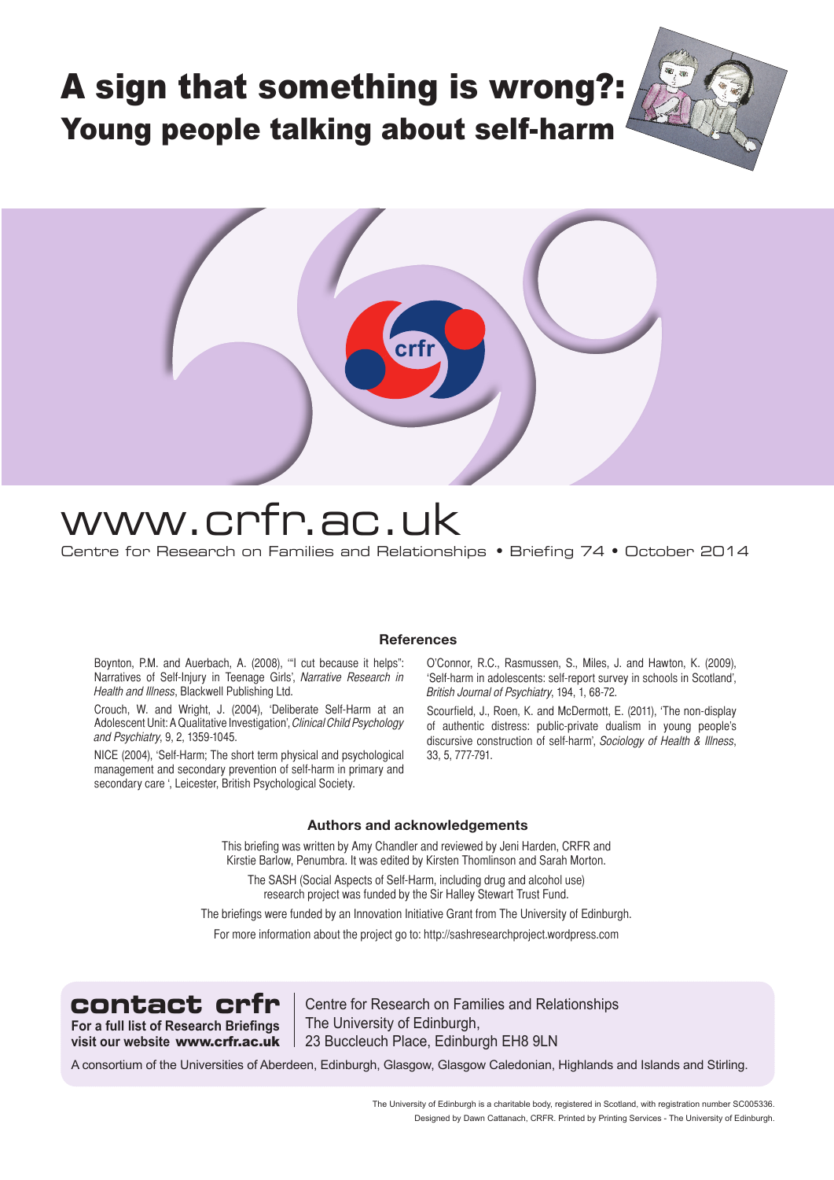# A sign that something is wrong?:
## Young people talking about self-harm

crfr

www.crfr.ac.uk

Centre for Research on Families and Relationships • Briefing 74 • October 2014

### References

Boynton, P.M. and Auerbach, A. (2008), '"I cut because it helps": Narratives of Self-Injury in Teenage Girls', *Narrative Research in Health and Illness*, Blackwell Publishing Ltd.

Crouch, W. and Wright, J. (2004), 'Deliberate Self-Harm at an Adolescent Unit: A Qualitative Investigation', *Clinical Child Psychology and Psychiatry*, 9, 2, 1359-1045.

NICE (2004), 'Self-Harm; The short term physical and psychological management and secondary prevention of self-harm in primary and secondary care ', Leicester, British Psychological Society.

O'Connor, R.C., Rasmussen, S., Miles, J. and Hawton, K. (2009), 'Self-harm in adolescents: self-report survey in schools in Scotland', *British Journal of Psychiatry*, 194, 1, 68-72.

Scourfield, J., Roen, K. and McDermott, E. (2011), 'The non-display of authentic distress: public-private dualism in young people's discursive construction of self-harm', *Sociology of Health & Illness*, 33, 5, 777-791.

### Authors and acknowledgements

This briefing was written by Amy Chandler and reviewed by Jeni Harden, CRFR and Kirstie Barlow, Penumbra. It was edited by Kirsten Thomlinson and Sarah Morton.

The SASH (Social Aspects of Self-Harm, including drug and alcohol use) research project was funded by the Sir Halley Stewart Trust Fund.

The briefings were funded by an Innovation Initiative Grant from The University of Edinburgh.

For more information about the project go to: http://sashresearchproject.wordpress.com

**contact crfr**

**For a full list of Research Briefings visit our website www.crfr.ac.uk**

Centre for Research on Families and Relationships
The University of Edinburgh,
23 Buccleuch Place, Edinburgh EH8 9LN

A consortium of the Universities of Aberdeen, Edinburgh, Glasgow, Glasgow Caledonian, Highlands and Islands and Stirling.

The University of Edinburgh is a charitable body, registered in Scotland, with registration number SC005336.
Designed by Dawn Cattanach, CRFR. Printed by Printing Services - The University of Edinburgh.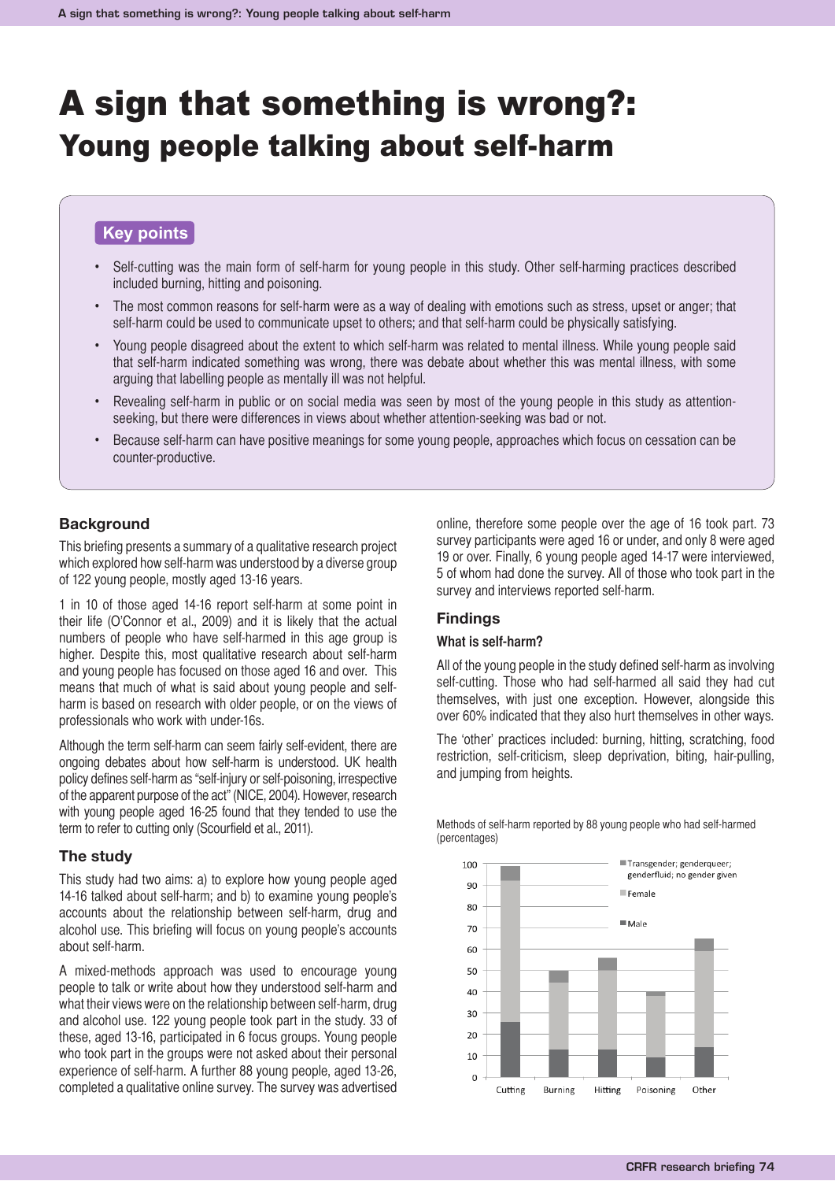# A sign that something is wrong?: Young people talking about self-harm

## Key points

- Self-cutting was the main form of self-harm for young people in this study. Other self-harming practices described included burning, hitting and poisoning.
- The most common reasons for self-harm were as a way of dealing with emotions such as stress, upset or anger; that self-harm could be used to communicate upset to others; and that self-harm could be physically satisfying.
- Young people disagreed about the extent to which self-harm was related to mental illness. While young people said that self-harm indicated something was wrong, there was debate about whether this was mental illness, with some arguing that labelling people as mentally ill was not helpful.
- Revealing self-harm in public or on social media was seen by most of the young people in this study as attention-seeking, but there were differences in views about whether attention-seeking was bad or not.
- Because self-harm can have positive meanings for some young people, approaches which focus on cessation can be counter-productive.

## Background

This briefing presents a summary of a qualitative research project which explored how self-harm was understood by a diverse group of 122 young people, mostly aged 13-16 years.

1 in 10 of those aged 14-16 report self-harm at some point in their life (O'Connor et al., 2009) and it is likely that the actual numbers of people who have self-harmed in this age group is higher. Despite this, most qualitative research about self-harm and young people has focused on those aged 16 and over. This means that much of what is said about young people and self-harm is based on research with older people, or on the views of professionals who work with under-16s.

Although the term self-harm can seem fairly self-evident, there are ongoing debates about how self-harm is understood. UK health policy defines self-harm as "self-injury or self-poisoning, irrespective of the apparent purpose of the act" (NICE, 2004). However, research with young people aged 16-25 found that they tended to use the term to refer to cutting only (Scourfield et al., 2011).

## The study

This study had two aims: a) to explore how young people aged 14-16 talked about self-harm; and b) to examine young people's accounts about the relationship between self-harm, drug and alcohol use. This briefing will focus on young people's accounts about self-harm.

A mixed-methods approach was used to encourage young people to talk or write about how they understood self-harm and what their views were on the relationship between self-harm, drug and alcohol use. 122 young people took part in the study. 33 of these, aged 13-16, participated in 6 focus groups. Young people who took part in the groups were not asked about their personal experience of self-harm. A further 88 young people, aged 13-26, completed a qualitative online survey. The survey was advertised online, therefore some people over the age of 16 took part. 73 survey participants were aged 16 or under, and only 8 were aged 19 or over. Finally, 6 young people aged 14-17 were interviewed, 5 of whom had done the survey. All of those who took part in the survey and interviews reported self-harm.

## Findings

### What is self-harm?

All of the young people in the study defined self-harm as involving self-cutting. Those who had self-harmed all said they had cut themselves, with just one exception. However, alongside this over 60% indicated that they also hurt themselves in other ways.

The 'other' practices included: burning, hitting, scratching, food restriction, self-criticism, sleep deprivation, biting, hair-pulling, and jumping from heights.

Methods of self-harm reported by 88 young people who had self-harmed (percentages)

| Method | Male | Female | Transgender; genderqueer; genderfluid; no gender given | Total |
|---|---|---|---|---|
| Cutting | ~26 | ~66 | ~7 | ~99 |
| Burning | ~13 | ~31 | ~6 | ~50 |
| Hitting | ~13 | ~37 | ~6 | ~56 |
| Poisoning | ~9 | ~29 | ~2 | ~40 |
| Other | ~14 | ~45 | ~6 | ~65 |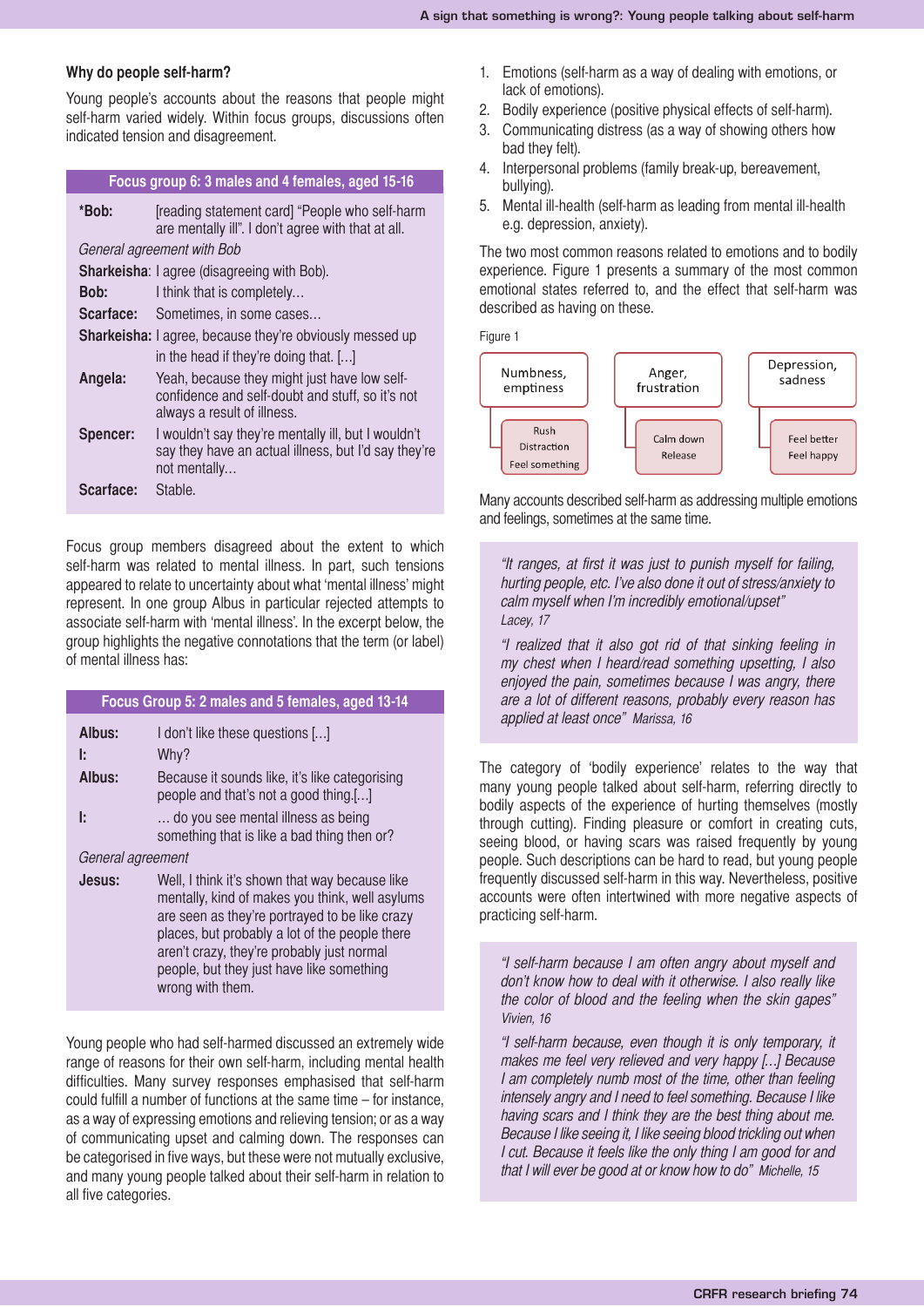### Why do people self-harm?

Young people's accounts about the reasons that people might self-harm varied widely. Within focus groups, discussions often indicated tension and disagreement.

| Focus group 6: 3 males and 4 females, aged 15-16 | |
|---|---|
| **\*Bob:** | [reading statement card] "People who self-harm are mentally ill". I don't agree with that at all. |
| *General agreement with Bob* | |
| **Sharkeisha**: | I agree (disagreeing with Bob). |
| **Bob:** | I think that is completely… |
| **Scarface:** | Sometimes, in some cases… |
| **Sharkeisha:** | I agree, because they're obviously messed up in the head if they're doing that. […] |
| **Angela:** | Yeah, because they might just have low self-confidence and self-doubt and stuff, so it's not always a result of illness. |
| **Spencer:** | I wouldn't say they're mentally ill, but I wouldn't say they have an actual illness, but I'd say they're not mentally… |
| **Scarface:** | Stable. |

Focus group members disagreed about the extent to which self-harm was related to mental illness. In part, such tensions appeared to relate to uncertainty about what 'mental illness' might represent. In one group Albus in particular rejected attempts to associate self-harm with 'mental illness'. In the excerpt below, the group highlights the negative connotations that the term (or label) of mental illness has:

| Focus Group 5: 2 males and 5 females, aged 13-14 | |
|---|---|
| **Albus:** | I don't like these questions […] |
| **I:** | Why? |
| **Albus:** | Because it sounds like, it's like categorising people and that's not a good thing.[…] |
| **I:** | … do you see mental illness as being something that is like a bad thing then or? |
| *General agreement* | |
| **Jesus:** | Well, I think it's shown that way because like mentally, kind of makes you think, well asylums are seen as they're portrayed to be like crazy places, but probably a lot of the people there aren't crazy, they're probably just normal people, but they just have like something wrong with them. |

Young people who had self-harmed discussed an extremely wide range of reasons for their own self-harm, including mental health difficulties. Many survey responses emphasised that self-harm could fulfill a number of functions at the same time – for instance, as a way of expressing emotions and relieving tension; or as a way of communicating upset and calming down. The responses can be categorised in five ways, but these were not mutually exclusive, and many young people talked about their self-harm in relation to all five categories.

1. Emotions (self-harm as a way of dealing with emotions, or lack of emotions).
2. Bodily experience (positive physical effects of self-harm).
3. Communicating distress (as a way of showing others how bad they felt).
4. Interpersonal problems (family break-up, bereavement, bullying).
5. Mental ill-health (self-harm as leading from mental ill-health e.g. depression, anxiety).

The two most common reasons related to emotions and to bodily experience. Figure 1 presents a summary of the most common emotional states referred to, and the effect that self-harm was described as having on these.

Figure 1

| Emotional state | Effect of self-harm |
|---|---|
| Numbness, emptiness | Rush, Distraction, Feel something |
| Anger, frustration | Calm down, Release |
| Depression, sadness | Feel better, Feel happy |

Many accounts described self-harm as addressing multiple emotions and feelings, sometimes at the same time.

> *"It ranges, at first it was just to punish myself for failing, hurting people, etc. I've also done it out of stress/anxiety to calm myself when I'm incredibly emotional/upset"*
> *Lacey, 17*
>
> *"I realized that it also got rid of that sinking feeling in my chest when I heard/read something upsetting, I also enjoyed the pain, sometimes because I was angry, there are a lot of different reasons, probably every reason has applied at least once" Marissa, 16*

The category of 'bodily experience' relates to the way that many young people talked about self-harm, referring directly to bodily aspects of the experience of hurting themselves (mostly through cutting). Finding pleasure or comfort in creating cuts, seeing blood, or having scars was raised frequently by young people. Such descriptions can be hard to read, but young people frequently discussed self-harm in this way. Nevertheless, positive accounts were often intertwined with more negative aspects of practicing self-harm.

> *"I self-harm because I am often angry about myself and don't know how to deal with it otherwise. I also really like the color of blood and the feeling when the skin gapes"*
> *Vivien, 16*
>
> *"I self-harm because, even though it is only temporary, it makes me feel very relieved and very happy […] Because I am completely numb most of the time, other than feeling intensely angry and I need to feel something. Because I like having scars and I think they are the best thing about me. Because I like seeing it, I like seeing blood trickling out when I cut. Because it feels like the only thing I am good for and that I will ever be good at or know how to do" Michelle, 15*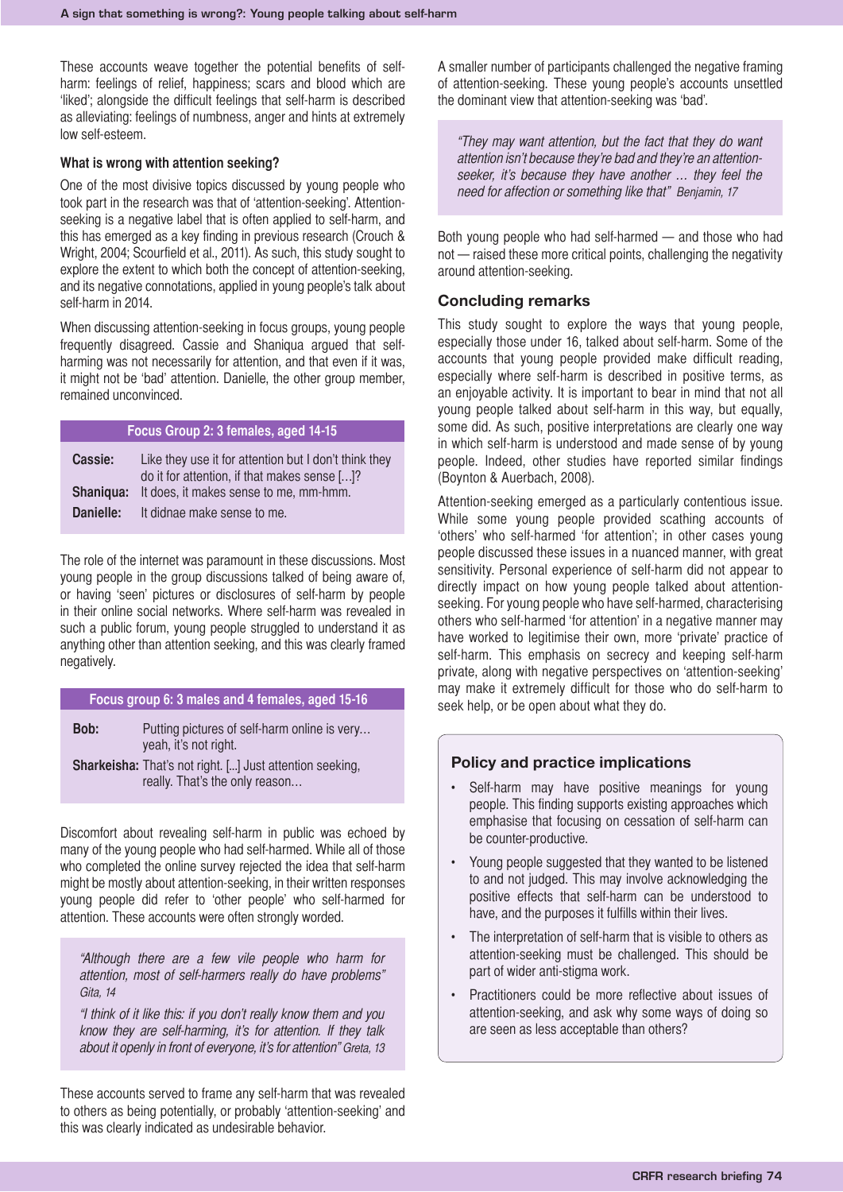These accounts weave together the potential benefits of self-harm: feelings of relief, happiness; scars and blood which are 'liked'; alongside the difficult feelings that self-harm is described as alleviating: feelings of numbness, anger and hints at extremely low self-esteem.

**What is wrong with attention seeking?**

One of the most divisive topics discussed by young people who took part in the research was that of 'attention-seeking'. Attention-seeking is a negative label that is often applied to self-harm, and this has emerged as a key finding in previous research (Crouch & Wright, 2004; Scourfield et al., 2011). As such, this study sought to explore the extent to which both the concept of attention-seeking, and its negative connotations, applied in young people's talk about self-harm in 2014.

When discussing attention-seeking in focus groups, young people frequently disagreed. Cassie and Shaniqua argued that self-harming was not necessarily for attention, and that even if it was, it might not be 'bad' attention. Danielle, the other group member, remained unconvinced.

| Focus Group 2: 3 females, aged 14-15 | |
|---|---|
| **Cassie:** | Like they use it for attention but I don't think they do it for attention, if that makes sense [...]? |
| **Shaniqua:** | It does, it makes sense to me, mm-hmm. |
| **Danielle:** | It didnae make sense to me. |

The role of the internet was paramount in these discussions. Most young people in the group discussions talked of being aware of, or having 'seen' pictures or disclosures of self-harm by people in their online social networks. Where self-harm was revealed in such a public forum, young people struggled to understand it as anything other than attention seeking, and this was clearly framed negatively.

| Focus group 6: 3 males and 4 females, aged 15-16 | |
|---|---|
| **Bob:** | Putting pictures of self-harm online is very… yeah, it's not right. |
| **Sharkeisha:** | That's not right. [...] Just attention seeking, really. That's the only reason… |

Discomfort about revealing self-harm in public was echoed by many of the young people who had self-harmed. While all of those who completed the online survey rejected the idea that self-harm might be mostly about attention-seeking, in their written responses young people did refer to 'other people' who self-harmed for attention. These accounts were often strongly worded.

> *"Although there are a few vile people who harm for attention, most of self-harmers really do have problems"* Gita, 14
>
> *"I think of it like this: if you don't really know them and you know they are self-harming, it's for attention. If they talk about it openly in front of everyone, it's for attention"* Greta, 13

These accounts served to frame any self-harm that was revealed to others as being potentially, or probably 'attention-seeking' and this was clearly indicated as undesirable behavior.

A smaller number of participants challenged the negative framing of attention-seeking. These young people's accounts unsettled the dominant view that attention-seeking was 'bad'.

> *"They may want attention, but the fact that they do want attention isn't because they're bad and they're an attention-seeker, it's because they have another … they feel the need for affection or something like that"* Benjamin, 17

Both young people who had self-harmed — and those who had not — raised these more critical points, challenging the negativity around attention-seeking.

## Concluding remarks

This study sought to explore the ways that young people, especially those under 16, talked about self-harm. Some of the accounts that young people provided make difficult reading, especially where self-harm is described in positive terms, as an enjoyable activity. It is important to bear in mind that not all young people talked about self-harm in this way, but equally, some did. As such, positive interpretations are clearly one way in which self-harm is understood and made sense of by young people. Indeed, other studies have reported similar findings (Boynton & Auerbach, 2008).

Attention-seeking emerged as a particularly contentious issue. While some young people provided scathing accounts of 'others' who self-harmed 'for attention'; in other cases young people discussed these issues in a nuanced manner, with great sensitivity. Personal experience of self-harm did not appear to directly impact on how young people talked about attention-seeking. For young people who have self-harmed, characterising others who self-harmed 'for attention' in a negative manner may have worked to legitimise their own, more 'private' practice of self-harm. This emphasis on secrecy and keeping self-harm private, along with negative perspectives on 'attention-seeking' may make it extremely difficult for those who do self-harm to seek help, or be open about what they do.

### Policy and practice implications

- Self-harm may have positive meanings for young people. This finding supports existing approaches which emphasise that focusing on cessation of self-harm can be counter-productive.
- Young people suggested that they wanted to be listened to and not judged. This may involve acknowledging the positive effects that self-harm can be understood to have, and the purposes it fulfills within their lives.
- The interpretation of self-harm that is visible to others as attention-seeking must be challenged. This should be part of wider anti-stigma work.
- Practitioners could be more reflective about issues of attention-seeking, and ask why some ways of doing so are seen as less acceptable than others?